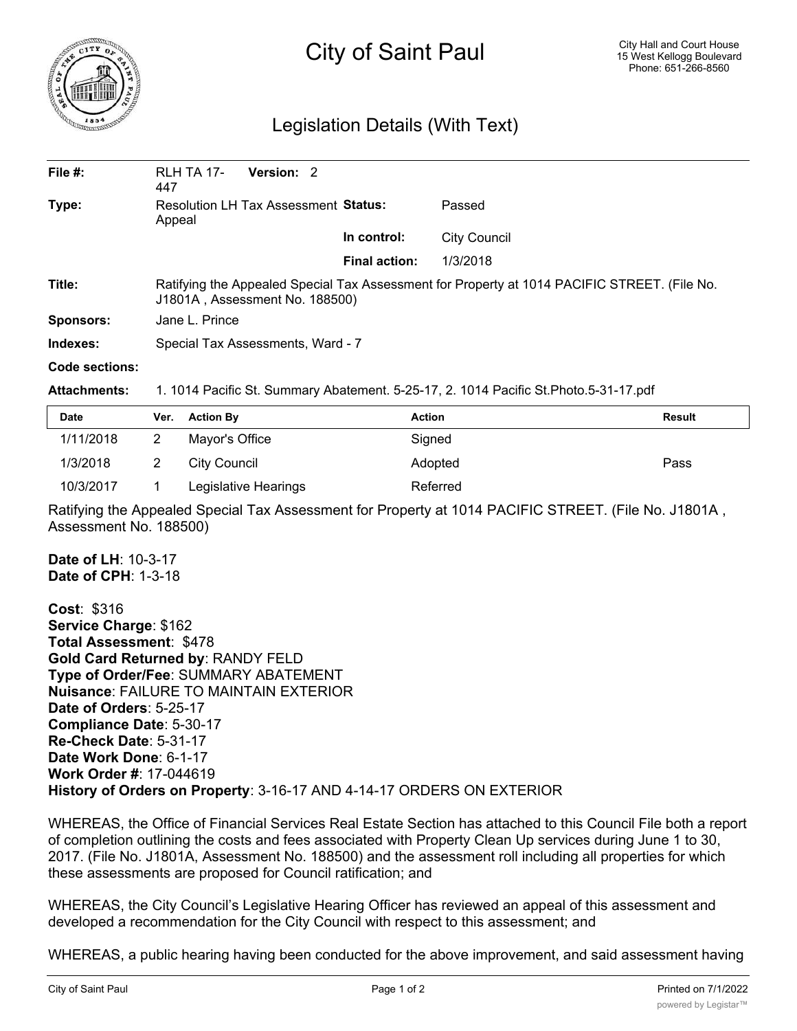# City of Saint Paul

City Hall and Court House
15 West Kellogg Boulevard
Phone: 651-266-8560

## Legislation Details (With Text)

| | | | |
|---|---|---|---|
| **File #:** | RLH TA 17-447 **Version:** 2 | | |
| **Type:** | Resolution LH Tax Assessment Appeal | **Status:** | Passed |
| | | **In control:** | City Council |
| | | **Final action:** | 1/3/2018 |
| **Title:** | Ratifying the Appealed Special Tax Assessment for Property at 1014 PACIFIC STREET. (File No. J1801A , Assessment No. 188500) | | |
| **Sponsors:** | Jane L. Prince | | |
| **Indexes:** | Special Tax Assessments, Ward - 7 | | |
| **Code sections:** | | | |
| **Attachments:** | 1. 1014 Pacific St. Summary Abatement. 5-25-17, 2. 1014 Pacific St.Photo.5-31-17.pdf | | |

| Date | Ver. | Action By | Action | Result |
|---|---|---|---|---|
| 1/11/2018 | 2 | Mayor's Office | Signed | |
| 1/3/2018 | 2 | City Council | Adopted | Pass |
| 10/3/2017 | 1 | Legislative Hearings | Referred | |

Ratifying the Appealed Special Tax Assessment for Property at 1014 PACIFIC STREET. (File No. J1801A , Assessment No. 188500)

**Date of LH**: 10-3-17
**Date of CPH**: 1-3-18

**Cost**: $316
**Service Charge**: $162
**Total Assessment**: $478
**Gold Card Returned by**: RANDY FELD
**Type of Order/Fee**: SUMMARY ABATEMENT
**Nuisance**: FAILURE TO MAINTAIN EXTERIOR
**Date of Orders**: 5-25-17
**Compliance Date**: 5-30-17
**Re-Check Date**: 5-31-17
**Date Work Done**: 6-1-17
**Work Order #**: 17-044619
**History of Orders on Property**: 3-16-17 AND 4-14-17 ORDERS ON EXTERIOR

WHEREAS, the Office of Financial Services Real Estate Section has attached to this Council File both a report of completion outlining the costs and fees associated with Property Clean Up services during June 1 to 30, 2017. (File No. J1801A, Assessment No. 188500) and the assessment roll including all properties for which these assessments are proposed for Council ratification; and

WHEREAS, the City Council's Legislative Hearing Officer has reviewed an appeal of this assessment and developed a recommendation for the City Council with respect to this assessment; and

WHEREAS, a public hearing having been conducted for the above improvement, and said assessment having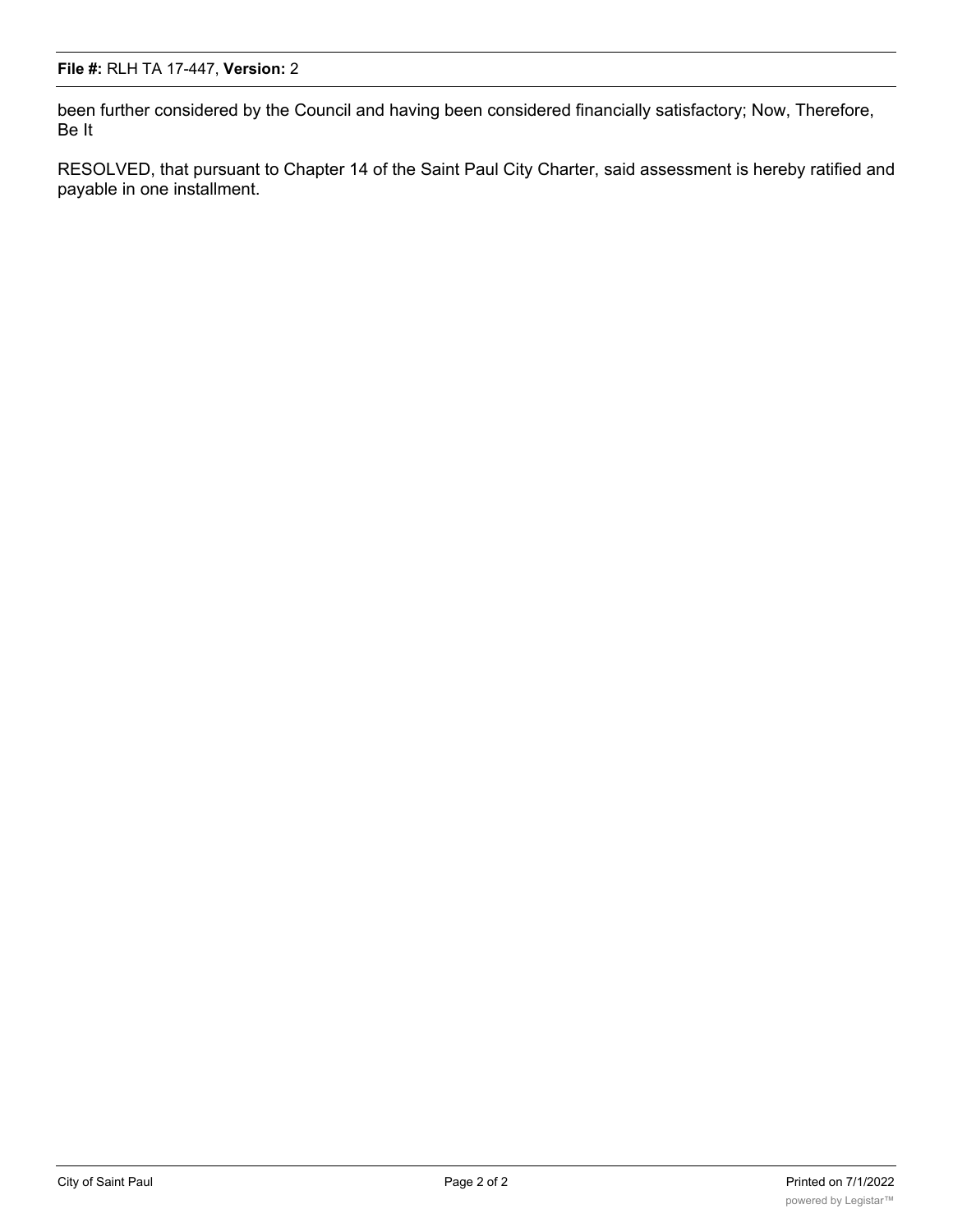been further considered by the Council and having been considered financially satisfactory; Now, Therefore, Be It

RESOLVED, that pursuant to Chapter 14 of the Saint Paul City Charter, said assessment is hereby ratified and payable in one installment.